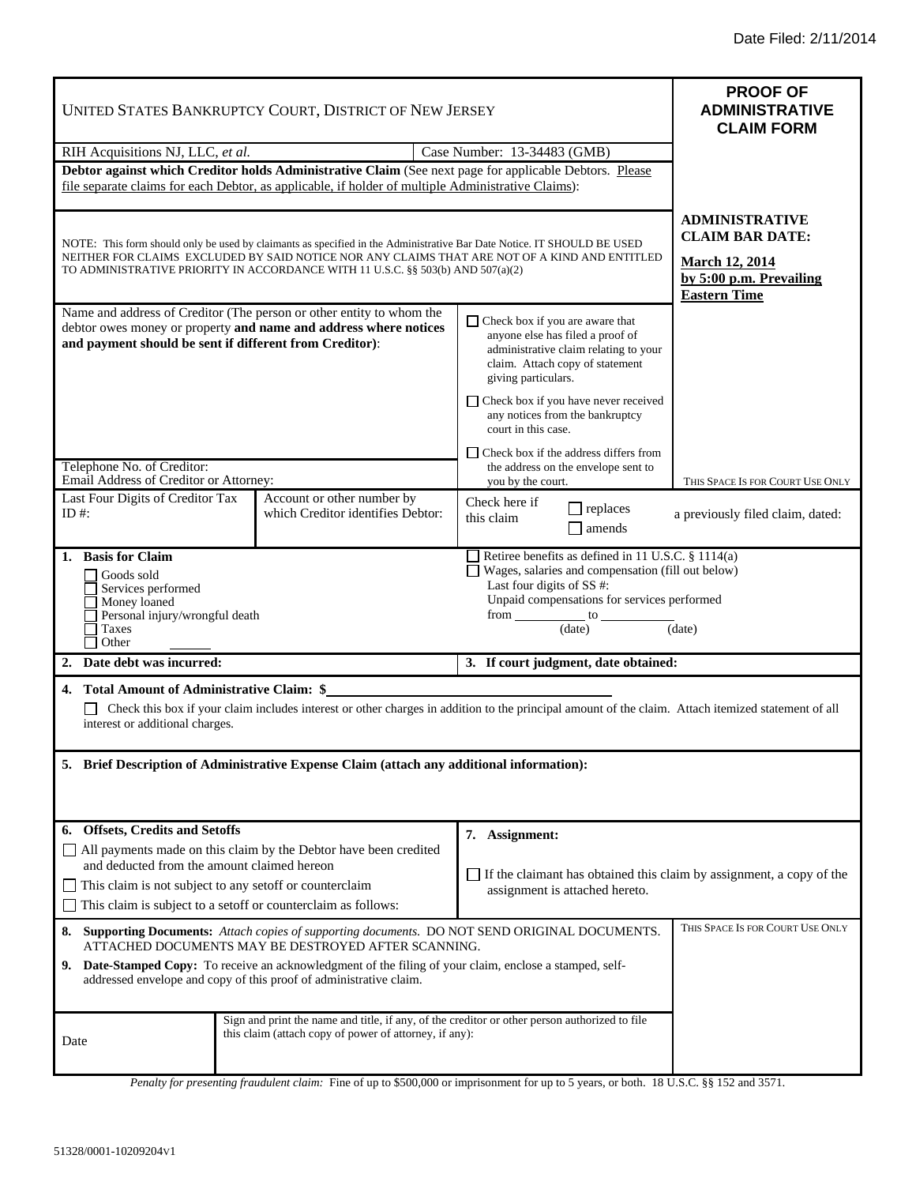Date Filed: 2/11/2014

| UNITED STATES BANKRUPTCY COURT, DISTRICT OF NEW JERSEY | | **PROOF OF ADMINISTRATIVE CLAIM FORM** |
|---|---|---|
| RIH Acquisitions NJ, LLC, *et al.* | Case Number: 13-34483 (GMB) | |

**Debtor against which Creditor holds Administrative Claim** (See next page for applicable Debtors. Please file separate claims for each Debtor, as applicable, if holder of multiple Administrative Claims):

NOTE: This form should only be used by claimants as specified in the Administrative Bar Date Notice. IT SHOULD BE USED NEITHER FOR CLAIMS EXCLUDED BY SAID NOTICE NOR ANY CLAIMS THAT ARE NOT OF A KIND AND ENTITLED TO ADMINISTRATIVE PRIORITY IN ACCORDANCE WITH 11 U.S.C. §§ 503(b) AND 507(a)(2)

**ADMINISTRATIVE CLAIM BAR DATE:**

**March 12, 2014 by 5:00 p.m. Prevailing Eastern Time**

Name and address of Creditor (The person or other entity to whom the debtor owes money or property **and name and address where notices and payment should be sent if different from Creditor)**:

☐ Check box if you are aware that anyone else has filed a proof of administrative claim relating to your claim. Attach copy of statement giving particulars.

☐ Check box if you have never received any notices from the bankruptcy court in this case.

☐ Check box if the address differs from the address on the envelope sent to you by the court.

Telephone No. of Creditor:
Email Address of Creditor or Attorney:

THIS SPACE IS FOR COURT USE ONLY

| Last Four Digits of Creditor Tax ID #: | Account or other number by which Creditor identifies Debtor: | Check here if this claim ☐ replaces ☐ amends a previously filed claim, dated: |
|---|---|---|

**1. Basis for Claim**

☐ Goods sold
☐ Services performed
☐ Money loaned
☐ Personal injury/wrongful death
☐ Taxes
☐ Other ______

☐ Retiree benefits as defined in 11 U.S.C. § 1114(a)
☐ Wages, salaries and compensation (fill out below)
Last four digits of SS #:
Unpaid compensations for services performed
from ________ to ________
(date) (date)

**2. Date debt was incurred:**

**3. If court judgment, date obtained:**

**4. Total Amount of Administrative Claim: $**______________________

☐ Check this box if your claim includes interest or other charges in addition to the principal amount of the claim. Attach itemized statement of all interest or additional charges.

**5. Brief Description of Administrative Expense Claim (attach any additional information):**

**6. Offsets, Credits and Setoffs**

☐ All payments made on this claim by the Debtor have been credited and deducted from the amount claimed hereon
☐ This claim is not subject to any setoff or counterclaim
☐ This claim is subject to a setoff or counterclaim as follows:

**7. Assignment:**

☐ If the claimant has obtained this claim by assignment, a copy of the assignment is attached hereto.

**8. Supporting Documents:** *Attach copies of supporting documents.* DO NOT SEND ORIGINAL DOCUMENTS. ATTACHED DOCUMENTS MAY BE DESTROYED AFTER SCANNING.

**9. Date-Stamped Copy:** To receive an acknowledgment of the filing of your claim, enclose a stamped, self-addressed envelope and copy of this proof of administrative claim.

THIS SPACE IS FOR COURT USE ONLY

| Date | Sign and print the name and title, if any, of the creditor or other person authorized to file this claim (attach copy of power of attorney, if any): |
|---|---|

*Penalty for presenting fraudulent claim:* Fine of up to $500,000 or imprisonment for up to 5 years, or both. 18 U.S.C. §§ 152 and 3571.

51328/0001-10209204v1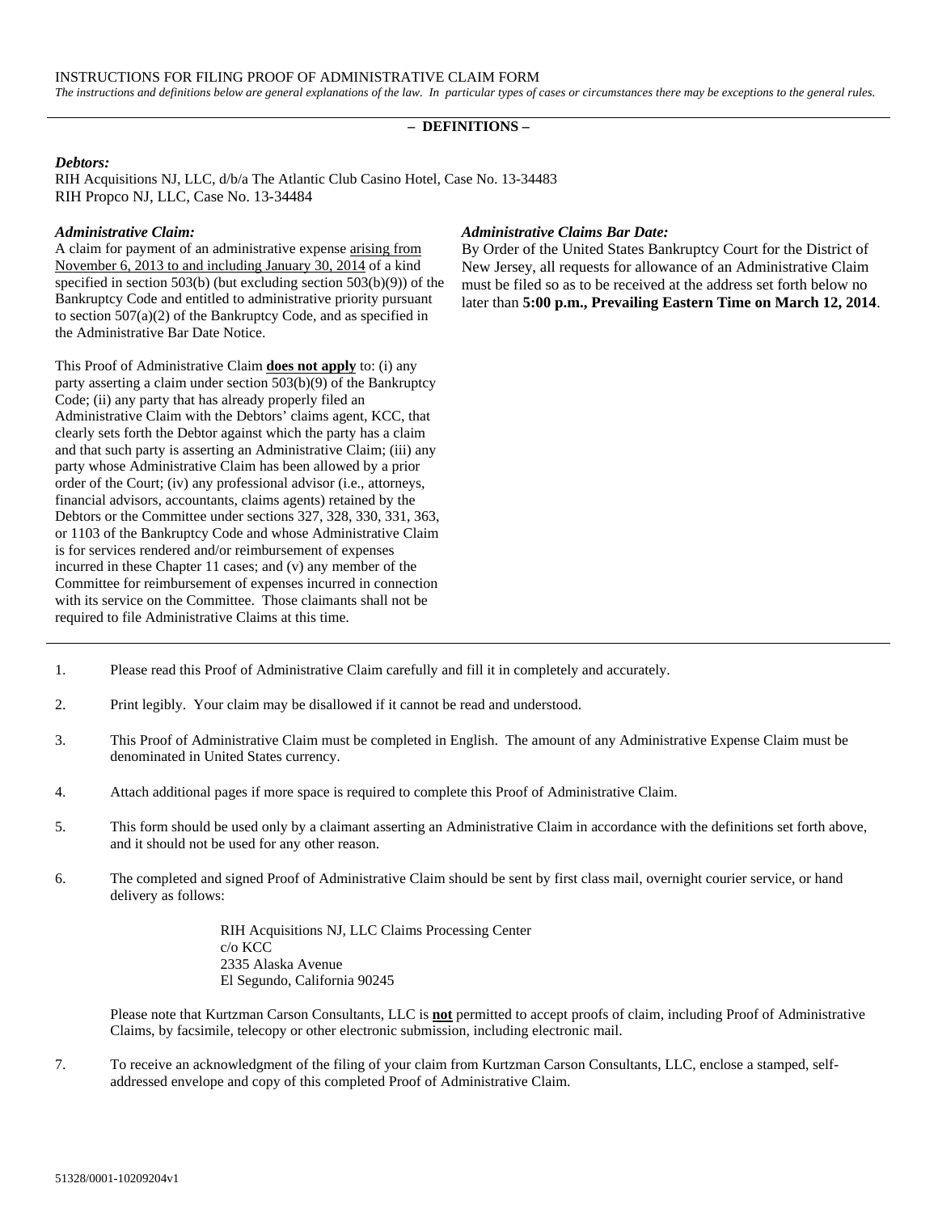INSTRUCTIONS FOR FILING PROOF OF ADMINISTRATIVE CLAIM FORM

*The instructions and definitions below are general explanations of the law. In particular types of cases or circumstances there may be exceptions to the general rules.*

**– DEFINITIONS –**

***Debtors:***

RIH Acquisitions NJ, LLC, d/b/a The Atlantic Club Casino Hotel, Case No. 13-34483
RIH Propco NJ, LLC, Case No. 13-34484

***Administrative Claim:***

A claim for payment of an administrative expense arising from November 6, 2013 to and including January 30, 2014 of a kind specified in section 503(b) (but excluding section 503(b)(9)) of the Bankruptcy Code and entitled to administrative priority pursuant to section 507(a)(2) of the Bankruptcy Code, and as specified in the Administrative Bar Date Notice.

This Proof of Administrative Claim **does not apply** to: (i) any party asserting a claim under section 503(b)(9) of the Bankruptcy Code; (ii) any party that has already properly filed an Administrative Claim with the Debtors' claims agent, KCC, that clearly sets forth the Debtor against which the party has a claim and that such party is asserting an Administrative Claim; (iii) any party whose Administrative Claim has been allowed by a prior order of the Court; (iv) any professional advisor (i.e., attorneys, financial advisors, accountants, claims agents) retained by the Debtors or the Committee under sections 327, 328, 330, 331, 363, or 1103 of the Bankruptcy Code and whose Administrative Claim is for services rendered and/or reimbursement of expenses incurred in these Chapter 11 cases; and (v) any member of the Committee for reimbursement of expenses incurred in connection with its service on the Committee. Those claimants shall not be required to file Administrative Claims at this time.

***Administrative Claims Bar Date:***

By Order of the United States Bankruptcy Court for the District of New Jersey, all requests for allowance of an Administrative Claim must be filed so as to be received at the address set forth below no later than **5:00 p.m., Prevailing Eastern Time on March 12, 2014**.

1. Please read this Proof of Administrative Claim carefully and fill it in completely and accurately.

2. Print legibly. Your claim may be disallowed if it cannot be read and understood.

3. This Proof of Administrative Claim must be completed in English. The amount of any Administrative Expense Claim must be denominated in United States currency.

4. Attach additional pages if more space is required to complete this Proof of Administrative Claim.

5. This form should be used only by a claimant asserting an Administrative Claim in accordance with the definitions set forth above, and it should not be used for any other reason.

6. The completed and signed Proof of Administrative Claim should be sent by first class mail, overnight courier service, or hand delivery as follows:

   RIH Acquisitions NJ, LLC Claims Processing Center
   c/o KCC
   2335 Alaska Avenue
   El Segundo, California 90245

   Please note that Kurtzman Carson Consultants, LLC is **not** permitted to accept proofs of claim, including Proof of Administrative Claims, by facsimile, telecopy or other electronic submission, including electronic mail.

7. To receive an acknowledgment of the filing of your claim from Kurtzman Carson Consultants, LLC, enclose a stamped, self-addressed envelope and copy of this completed Proof of Administrative Claim.

51328/0001-10209204v1